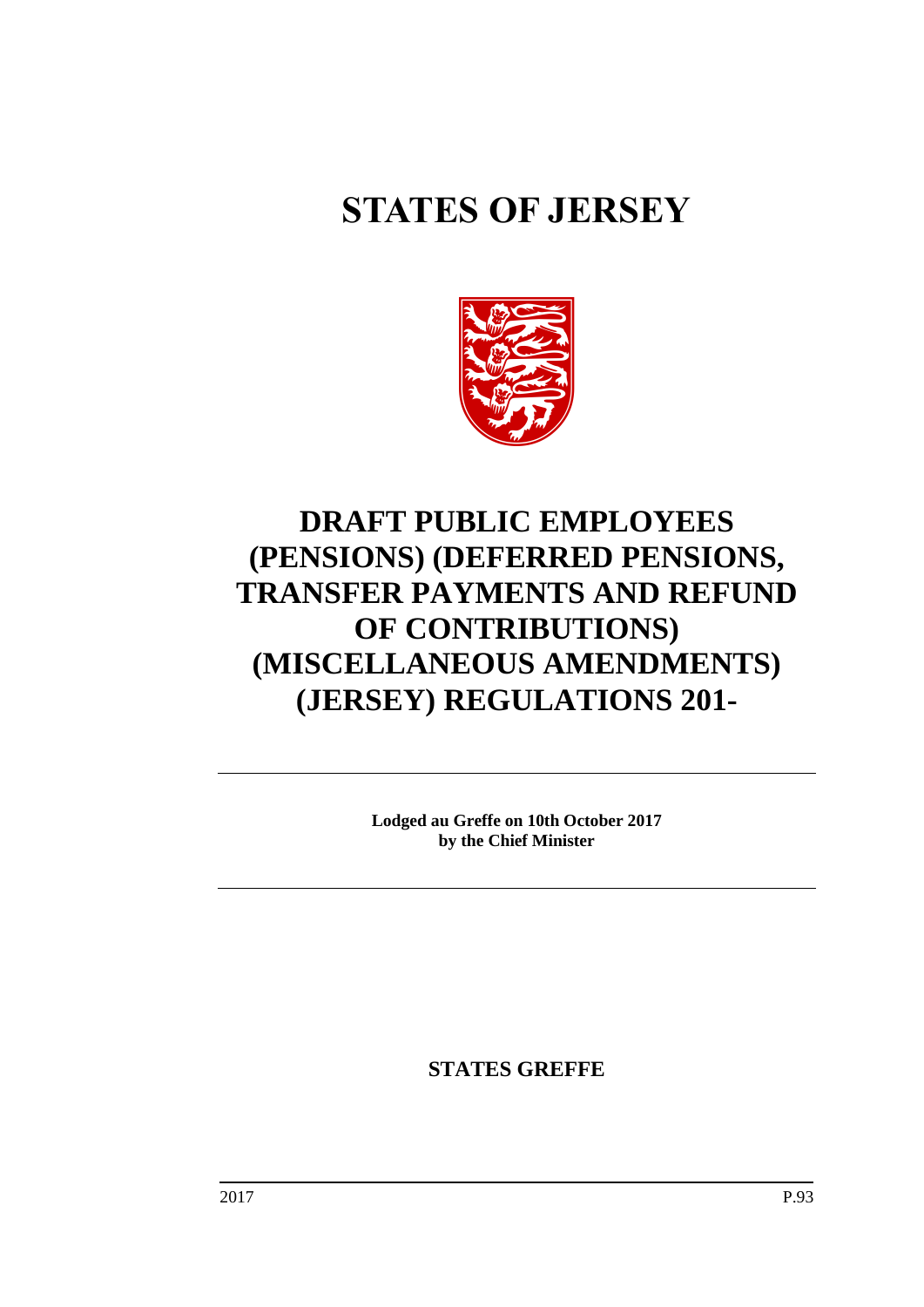# STATES OF JERSEY

# DRAFT PUBLIC EMPLOYEES (PENSIONS) (DEFERRED PENSIONS, TRANSFER PAYMENTS AND REFUND OF CONTRIBUTIONS) (MISCELLANEOUS AMENDMENTS) (JERSEY) REGULATIONS 201-

**Lodged au Greffe on 10th October 2017**
**by the Chief Minister**

**STATES GREFFE**

2017 P.93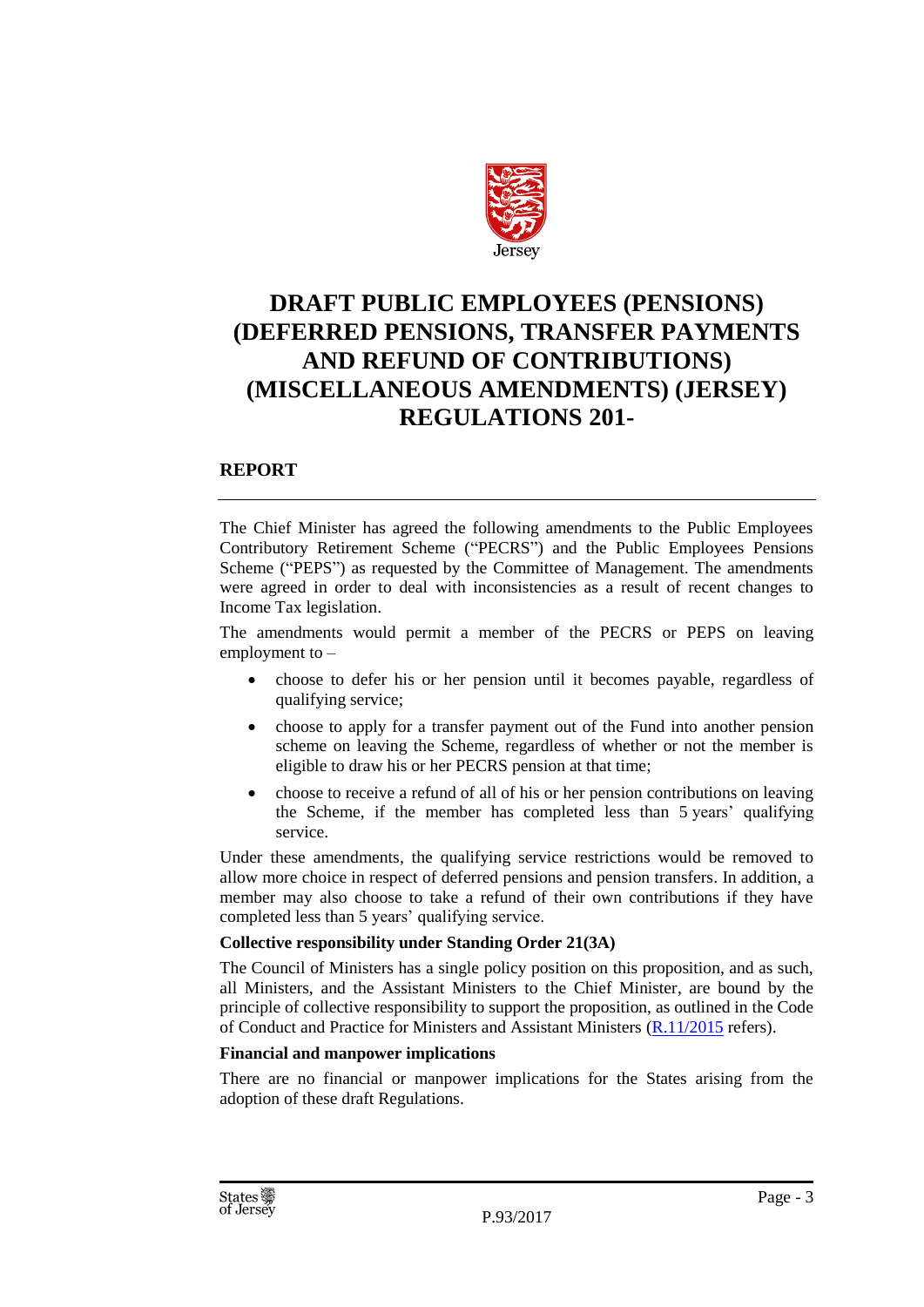# DRAFT PUBLIC EMPLOYEES (PENSIONS) (DEFERRED PENSIONS, TRANSFER PAYMENTS AND REFUND OF CONTRIBUTIONS) (MISCELLANEOUS AMENDMENTS) (JERSEY) REGULATIONS 201-

## REPORT

The Chief Minister has agreed the following amendments to the Public Employees Contributory Retirement Scheme ("PECRS") and the Public Employees Pensions Scheme ("PEPS") as requested by the Committee of Management. The amendments were agreed in order to deal with inconsistencies as a result of recent changes to Income Tax legislation.

The amendments would permit a member of the PECRS or PEPS on leaving employment to –

- choose to defer his or her pension until it becomes payable, regardless of qualifying service;
- choose to apply for a transfer payment out of the Fund into another pension scheme on leaving the Scheme, regardless of whether or not the member is eligible to draw his or her PECRS pension at that time;
- choose to receive a refund of all of his or her pension contributions on leaving the Scheme, if the member has completed less than 5 years' qualifying service.

Under these amendments, the qualifying service restrictions would be removed to allow more choice in respect of deferred pensions and pension transfers. In addition, a member may also choose to take a refund of their own contributions if they have completed less than 5 years' qualifying service.

**Collective responsibility under Standing Order 21(3A)**

The Council of Ministers has a single policy position on this proposition, and as such, all Ministers, and the Assistant Ministers to the Chief Minister, are bound by the principle of collective responsibility to support the proposition, as outlined in the Code of Conduct and Practice for Ministers and Assistant Ministers (R.11/2015 refers).

**Financial and manpower implications**

There are no financial or manpower implications for the States arising from the adoption of these draft Regulations.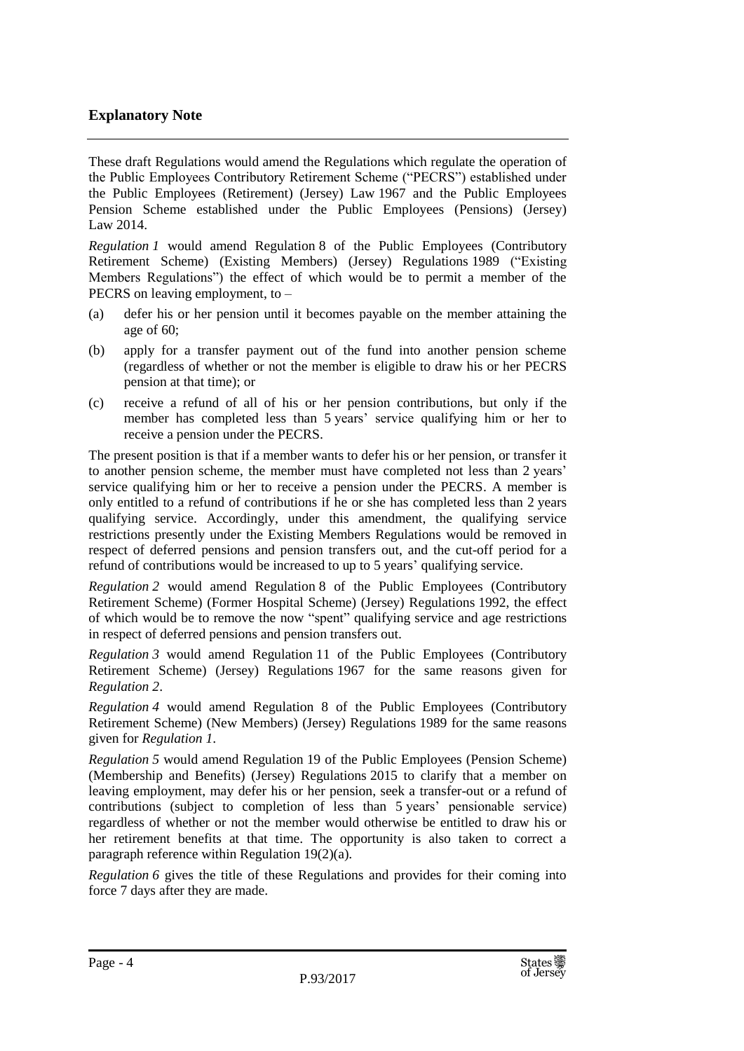## Explanatory Note

These draft Regulations would amend the Regulations which regulate the operation of the Public Employees Contributory Retirement Scheme ("PECRS") established under the Public Employees (Retirement) (Jersey) Law 1967 and the Public Employees Pension Scheme established under the Public Employees (Pensions) (Jersey) Law 2014.

*Regulation 1* would amend Regulation 8 of the Public Employees (Contributory Retirement Scheme) (Existing Members) (Jersey) Regulations 1989 ("Existing Members Regulations") the effect of which would be to permit a member of the PECRS on leaving employment, to –

(a) defer his or her pension until it becomes payable on the member attaining the age of 60;

(b) apply for a transfer payment out of the fund into another pension scheme (regardless of whether or not the member is eligible to draw his or her PECRS pension at that time); or

(c) receive a refund of all of his or her pension contributions, but only if the member has completed less than 5 years' service qualifying him or her to receive a pension under the PECRS.

The present position is that if a member wants to defer his or her pension, or transfer it to another pension scheme, the member must have completed not less than 2 years' service qualifying him or her to receive a pension under the PECRS. A member is only entitled to a refund of contributions if he or she has completed less than 2 years qualifying service. Accordingly, under this amendment, the qualifying service restrictions presently under the Existing Members Regulations would be removed in respect of deferred pensions and pension transfers out, and the cut-off period for a refund of contributions would be increased to up to 5 years' qualifying service.

*Regulation 2* would amend Regulation 8 of the Public Employees (Contributory Retirement Scheme) (Former Hospital Scheme) (Jersey) Regulations 1992, the effect of which would be to remove the now "spent" qualifying service and age restrictions in respect of deferred pensions and pension transfers out.

*Regulation 3* would amend Regulation 11 of the Public Employees (Contributory Retirement Scheme) (Jersey) Regulations 1967 for the same reasons given for *Regulation 2*.

*Regulation 4* would amend Regulation 8 of the Public Employees (Contributory Retirement Scheme) (New Members) (Jersey) Regulations 1989 for the same reasons given for *Regulation 1*.

*Regulation 5* would amend Regulation 19 of the Public Employees (Pension Scheme) (Membership and Benefits) (Jersey) Regulations 2015 to clarify that a member on leaving employment, may defer his or her pension, seek a transfer-out or a refund of contributions (subject to completion of less than 5 years' pensionable service) regardless of whether or not the member would otherwise be entitled to draw his or her retirement benefits at that time. The opportunity is also taken to correct a paragraph reference within Regulation 19(2)(a).

*Regulation 6* gives the title of these Regulations and provides for their coming into force 7 days after they are made.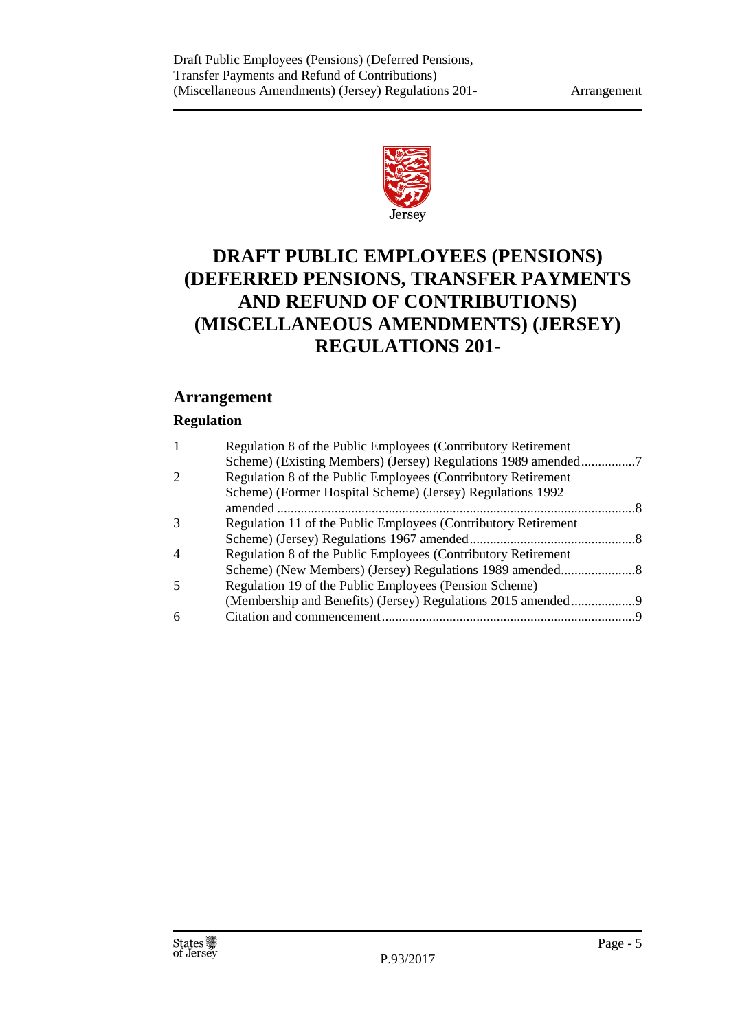Jersey

# DRAFT PUBLIC EMPLOYEES (PENSIONS) (DEFERRED PENSIONS, TRANSFER PAYMENTS AND REFUND OF CONTRIBUTIONS) (MISCELLANEOUS AMENDMENTS) (JERSEY) REGULATIONS 201-

## Arrangement

### Regulation

| | | |
|---|---|---|
| 1 | Regulation 8 of the Public Employees (Contributory Retirement Scheme) (Existing Members) (Jersey) Regulations 1989 amended | 7 |
| 2 | Regulation 8 of the Public Employees (Contributory Retirement Scheme) (Former Hospital Scheme) (Jersey) Regulations 1992 amended | 8 |
| 3 | Regulation 11 of the Public Employees (Contributory Retirement Scheme) (Jersey) Regulations 1967 amended | 8 |
| 4 | Regulation 8 of the Public Employees (Contributory Retirement Scheme) (New Members) (Jersey) Regulations 1989 amended | 8 |
| 5 | Regulation 19 of the Public Employees (Pension Scheme) (Membership and Benefits) (Jersey) Regulations 2015 amended | 9 |
| 6 | Citation and commencement | 9 |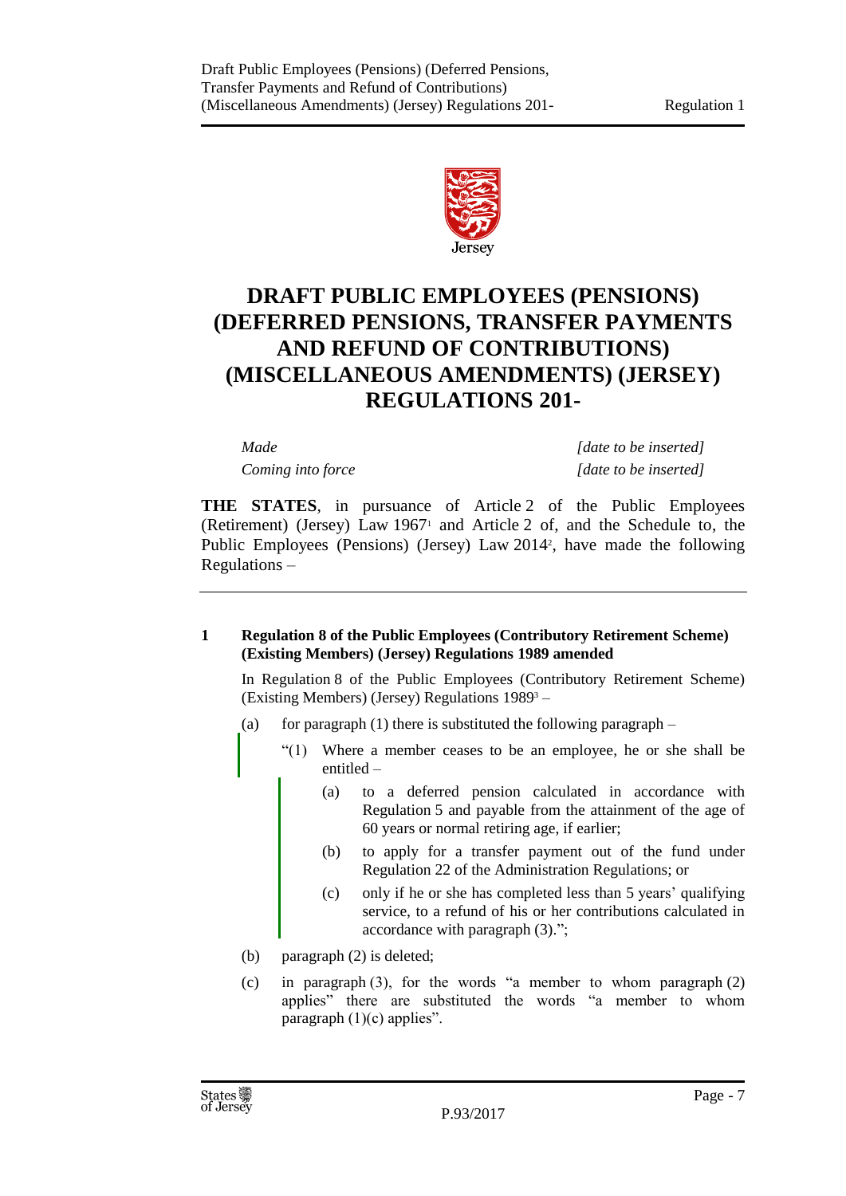# DRAFT PUBLIC EMPLOYEES (PENSIONS) (DEFERRED PENSIONS, TRANSFER PAYMENTS AND REFUND OF CONTRIBUTIONS) (MISCELLANEOUS AMENDMENTS) (JERSEY) REGULATIONS 201-

| | |
|---|---|
| *Made* | *[date to be inserted]* |
| *Coming into force* | *[date to be inserted]* |

**THE STATES**, in pursuance of Article 2 of the Public Employees (Retirement) (Jersey) Law 1967[1] and Article 2 of, and the Schedule to, the Public Employees (Pensions) (Jersey) Law 2014[2], have made the following Regulations –

---

**1 Regulation 8 of the Public Employees (Contributory Retirement Scheme) (Existing Members) (Jersey) Regulations 1989 amended**

In Regulation 8 of the Public Employees (Contributory Retirement Scheme) (Existing Members) (Jersey) Regulations 1989[3] –

(a) for paragraph (1) there is substituted the following paragraph –

> "(1) Where a member ceases to be an employee, he or she shall be entitled –
>
> (a) to a deferred pension calculated in accordance with Regulation 5 and payable from the attainment of the age of 60 years or normal retiring age, if earlier;
>
> (b) to apply for a transfer payment out of the fund under Regulation 22 of the Administration Regulations; or
>
> (c) only if he or she has completed less than 5 years' qualifying service, to a refund of his or her contributions calculated in accordance with paragraph (3).";

(b) paragraph (2) is deleted;

(c) in paragraph (3), for the words "a member to whom paragraph (2) applies" there are substituted the words "a member to whom paragraph (1)(c) applies".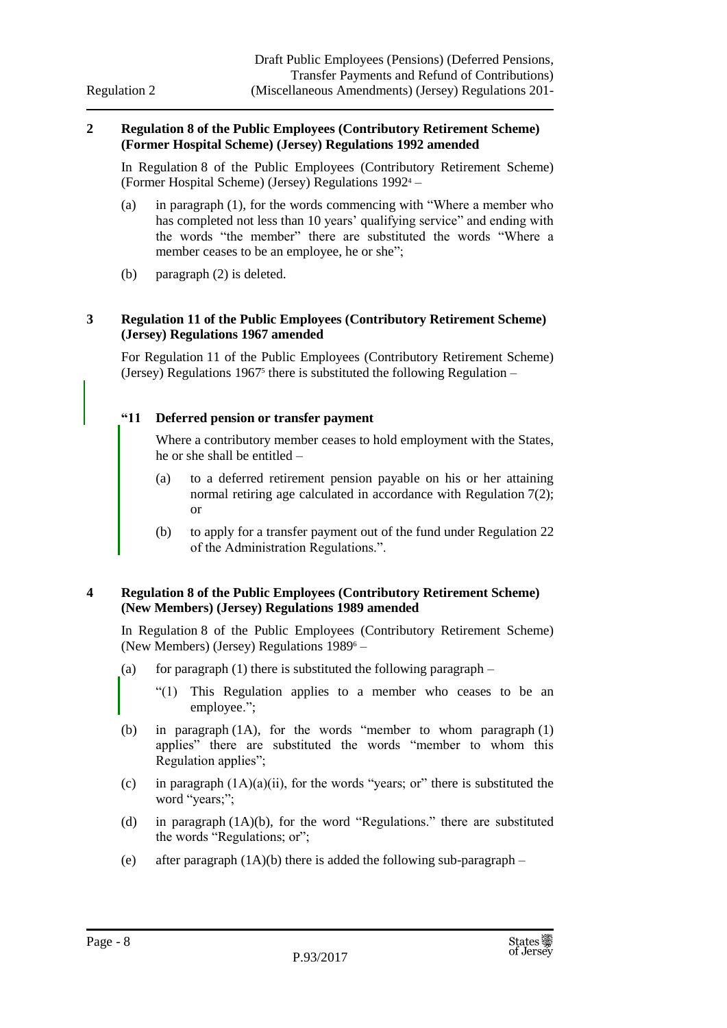## 2 Regulation 8 of the Public Employees (Contributory Retirement Scheme) (Former Hospital Scheme) (Jersey) Regulations 1992 amended

In Regulation 8 of the Public Employees (Contributory Retirement Scheme) (Former Hospital Scheme) (Jersey) Regulations 1992[4] –

(a) in paragraph (1), for the words commencing with "Where a member who has completed not less than 10 years' qualifying service" and ending with the words "the member" there are substituted the words "Where a member ceases to be an employee, he or she";

(b) paragraph (2) is deleted.

## 3 Regulation 11 of the Public Employees (Contributory Retirement Scheme) (Jersey) Regulations 1967 amended

For Regulation 11 of the Public Employees (Contributory Retirement Scheme) (Jersey) Regulations 1967[5] there is substituted the following Regulation –

**"11 Deferred pension or transfer payment**

Where a contributory member ceases to hold employment with the States, he or she shall be entitled –

(a) to a deferred retirement pension payable on his or her attaining normal retiring age calculated in accordance with Regulation 7(2); or

(b) to apply for a transfer payment out of the fund under Regulation 22 of the Administration Regulations.".

## 4 Regulation 8 of the Public Employees (Contributory Retirement Scheme) (New Members) (Jersey) Regulations 1989 amended

In Regulation 8 of the Public Employees (Contributory Retirement Scheme) (New Members) (Jersey) Regulations 1989[6] –

(a) for paragraph (1) there is substituted the following paragraph –

"(1) This Regulation applies to a member who ceases to be an employee.";

(b) in paragraph (1A), for the words "member to whom paragraph (1) applies" there are substituted the words "member to whom this Regulation applies";

(c) in paragraph (1A)(a)(ii), for the words "years; or" there is substituted the word "years;";

(d) in paragraph (1A)(b), for the word "Regulations." there are substituted the words "Regulations; or";

(e) after paragraph (1A)(b) there is added the following sub-paragraph –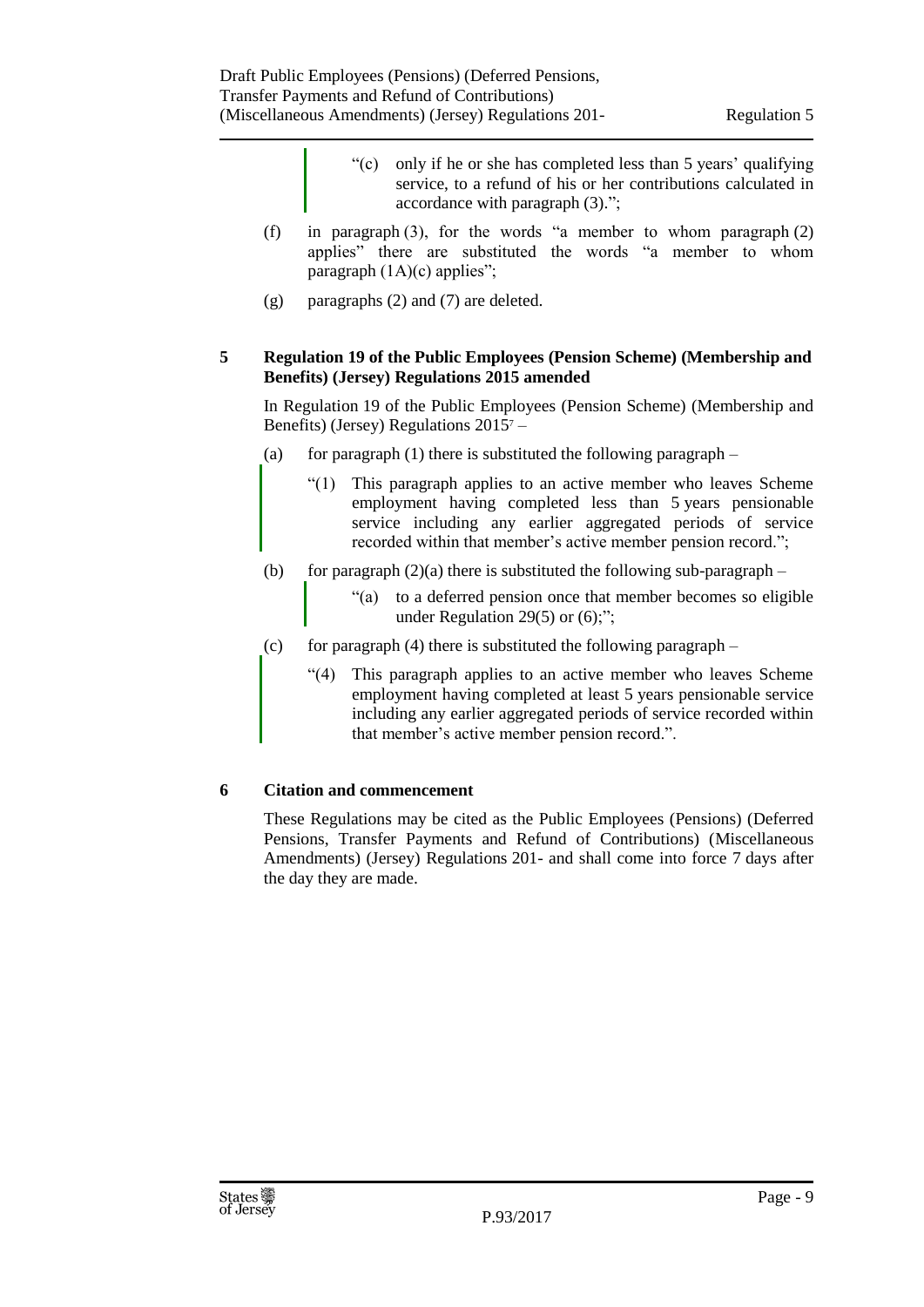"(c) only if he or she has completed less than 5 years' qualifying service, to a refund of his or her contributions calculated in accordance with paragraph (3).";

(f) in paragraph (3), for the words "a member to whom paragraph (2) applies" there are substituted the words "a member to whom paragraph (1A)(c) applies";

(g) paragraphs (2) and (7) are deleted.

**5 Regulation 19 of the Public Employees (Pension Scheme) (Membership and Benefits) (Jersey) Regulations 2015 amended**

In Regulation 19 of the Public Employees (Pension Scheme) (Membership and Benefits) (Jersey) Regulations 2015[7] –

(a) for paragraph (1) there is substituted the following paragraph –

"(1) This paragraph applies to an active member who leaves Scheme employment having completed less than 5 years pensionable service including any earlier aggregated periods of service recorded within that member's active member pension record.";

(b) for paragraph (2)(a) there is substituted the following sub-paragraph –

"(a) to a deferred pension once that member becomes so eligible under Regulation 29(5) or (6);";

(c) for paragraph (4) there is substituted the following paragraph –

"(4) This paragraph applies to an active member who leaves Scheme employment having completed at least 5 years pensionable service including any earlier aggregated periods of service recorded within that member's active member pension record.".

**6 Citation and commencement**

These Regulations may be cited as the Public Employees (Pensions) (Deferred Pensions, Transfer Payments and Refund of Contributions) (Miscellaneous Amendments) (Jersey) Regulations 201- and shall come into force 7 days after the day they are made.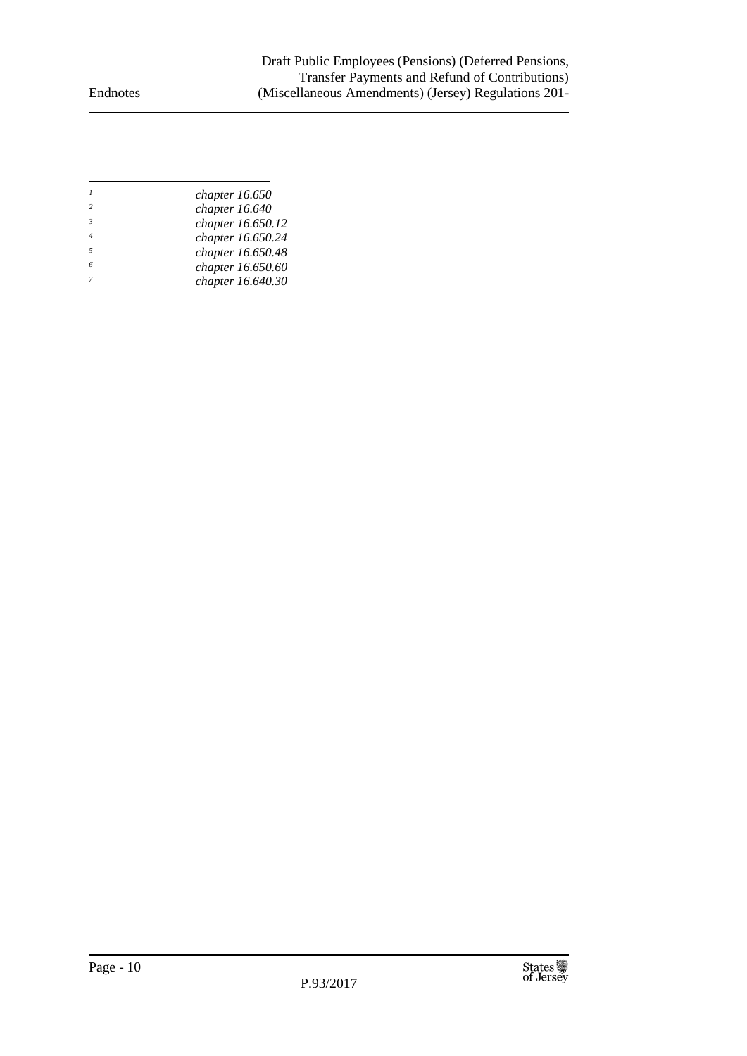[1] *chapter 16.650*
[2] *chapter 16.640*
[3] *chapter 16.650.12*
[4] *chapter 16.650.24*
[5] *chapter 16.650.48*
[6] *chapter 16.650.60*
[7] *chapter 16.640.30*